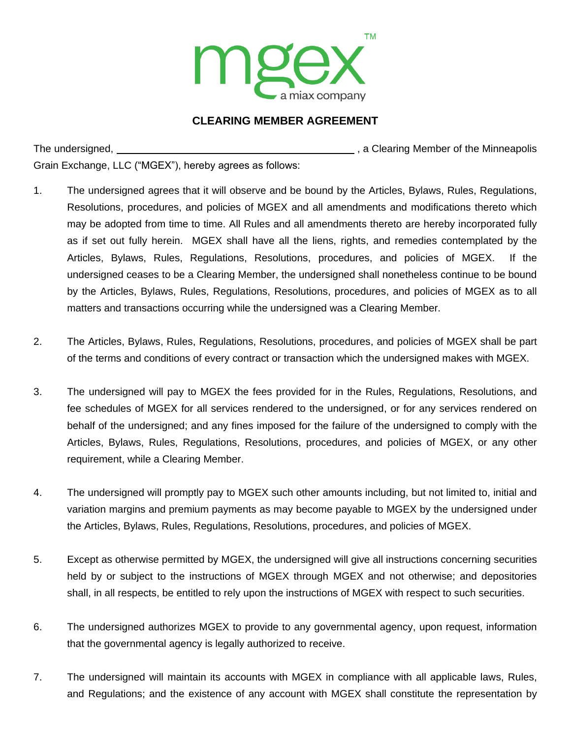mgex™

a miax company

# CLEARING MEMBER AGREEMENT

The undersigned, ____________________________________________ , a Clearing Member of the Minneapolis Grain Exchange, LLC ("MGEX"), hereby agrees as follows:

1. The undersigned agrees that it will observe and be bound by the Articles, Bylaws, Rules, Regulations, Resolutions, procedures, and policies of MGEX and all amendments and modifications thereto which may be adopted from time to time. All Rules and all amendments thereto are hereby incorporated fully as if set out fully herein. MGEX shall have all the liens, rights, and remedies contemplated by the Articles, Bylaws, Rules, Regulations, Resolutions, procedures, and policies of MGEX. If the undersigned ceases to be a Clearing Member, the undersigned shall nonetheless continue to be bound by the Articles, Bylaws, Rules, Regulations, Resolutions, procedures, and policies of MGEX as to all matters and transactions occurring while the undersigned was a Clearing Member.

2. The Articles, Bylaws, Rules, Regulations, Resolutions, procedures, and policies of MGEX shall be part of the terms and conditions of every contract or transaction which the undersigned makes with MGEX.

3. The undersigned will pay to MGEX the fees provided for in the Rules, Regulations, Resolutions, and fee schedules of MGEX for all services rendered to the undersigned, or for any services rendered on behalf of the undersigned; and any fines imposed for the failure of the undersigned to comply with the Articles, Bylaws, Rules, Regulations, Resolutions, procedures, and policies of MGEX, or any other requirement, while a Clearing Member.

4. The undersigned will promptly pay to MGEX such other amounts including, but not limited to, initial and variation margins and premium payments as may become payable to MGEX by the undersigned under the Articles, Bylaws, Rules, Regulations, Resolutions, procedures, and policies of MGEX.

5. Except as otherwise permitted by MGEX, the undersigned will give all instructions concerning securities held by or subject to the instructions of MGEX through MGEX and not otherwise; and depositories shall, in all respects, be entitled to rely upon the instructions of MGEX with respect to such securities.

6. The undersigned authorizes MGEX to provide to any governmental agency, upon request, information that the governmental agency is legally authorized to receive.

7. The undersigned will maintain its accounts with MGEX in compliance with all applicable laws, Rules, and Regulations; and the existence of any account with MGEX shall constitute the representation by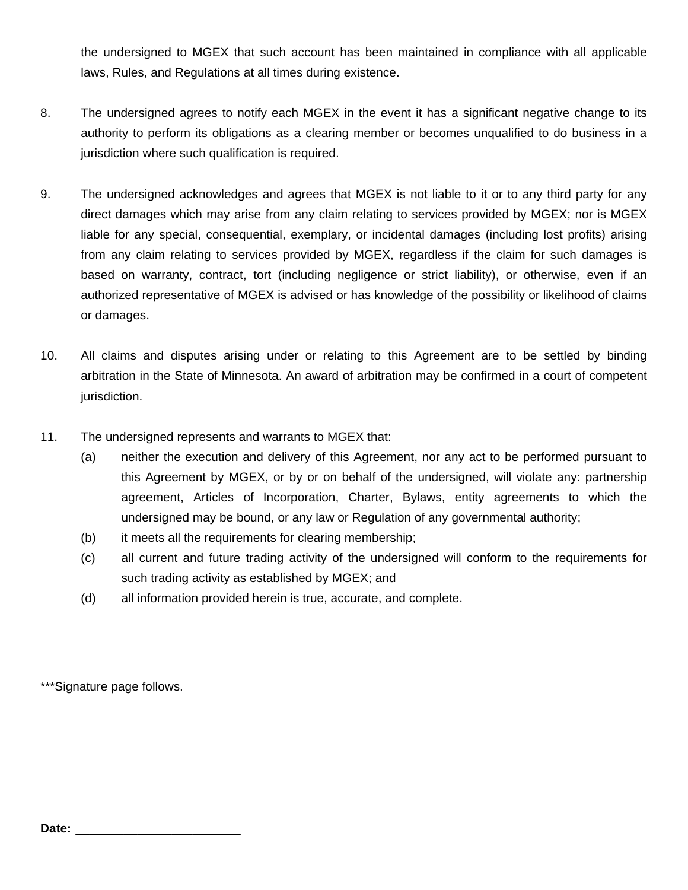the undersigned to MGEX that such account has been maintained in compliance with all applicable laws, Rules, and Regulations at all times during existence.

8. The undersigned agrees to notify each MGEX in the event it has a significant negative change to its authority to perform its obligations as a clearing member or becomes unqualified to do business in a jurisdiction where such qualification is required.

9. The undersigned acknowledges and agrees that MGEX is not liable to it or to any third party for any direct damages which may arise from any claim relating to services provided by MGEX; nor is MGEX liable for any special, consequential, exemplary, or incidental damages (including lost profits) arising from any claim relating to services provided by MGEX, regardless if the claim for such damages is based on warranty, contract, tort (including negligence or strict liability), or otherwise, even if an authorized representative of MGEX is advised or has knowledge of the possibility or likelihood of claims or damages.

10. All claims and disputes arising under or relating to this Agreement are to be settled by binding arbitration in the State of Minnesota. An award of arbitration may be confirmed in a court of competent jurisdiction.

11. The undersigned represents and warrants to MGEX that:
    (a) neither the execution and delivery of this Agreement, nor any act to be performed pursuant to this Agreement by MGEX, or by or on behalf of the undersigned, will violate any: partnership agreement, Articles of Incorporation, Charter, Bylaws, entity agreements to which the undersigned may be bound, or any law or Regulation of any governmental authority;
    (b) it meets all the requirements for clearing membership;
    (c) all current and future trading activity of the undersigned will conform to the requirements for such trading activity as established by MGEX; and
    (d) all information provided herein is true, accurate, and complete.

***Signature page follows.

**Date:** ________________________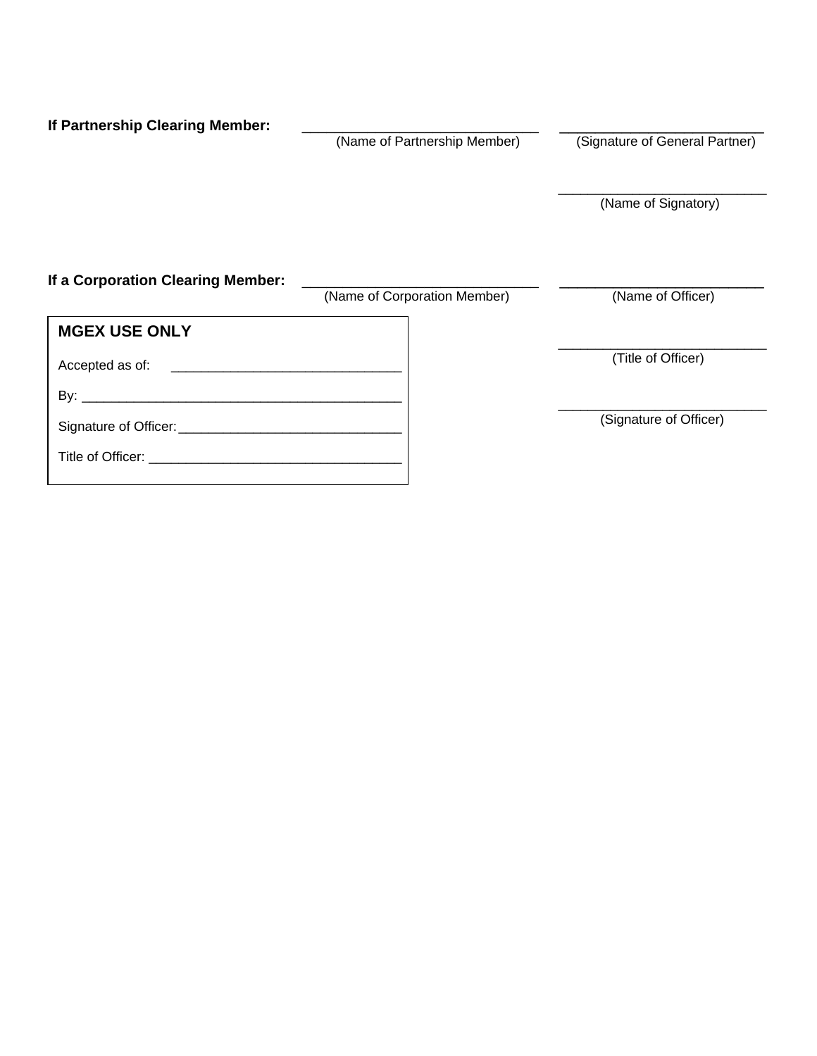**If Partnership Clearing Member:**

\_\_\_\_\_\_\_\_\_\_\_\_\_\_\_\_\_\_\_\_\_\_\_\_\_\_\_\_\_\_
(Name of Partnership Member)

\_\_\_\_\_\_\_\_\_\_\_\_\_\_\_\_\_\_\_\_\_\_\_\_\_\_\_\_\_\_
(Signature of General Partner)

\_\_\_\_\_\_\_\_\_\_\_\_\_\_\_\_\_\_\_\_\_\_\_\_\_\_\_\_\_\_
(Name of Signatory)

**If a Corporation Clearing Member:**

\_\_\_\_\_\_\_\_\_\_\_\_\_\_\_\_\_\_\_\_\_\_\_\_\_\_\_\_\_\_
(Name of Corporation Member)

\_\_\_\_\_\_\_\_\_\_\_\_\_\_\_\_\_\_\_\_\_\_\_\_\_\_\_\_\_\_
(Name of Officer)

\_\_\_\_\_\_\_\_\_\_\_\_\_\_\_\_\_\_\_\_\_\_\_\_\_\_\_\_\_\_
(Title of Officer)

\_\_\_\_\_\_\_\_\_\_\_\_\_\_\_\_\_\_\_\_\_\_\_\_\_\_\_\_\_\_
(Signature of Officer)

**MGEX USE ONLY**

Accepted as of: \_\_\_\_\_\_\_\_\_\_\_\_\_\_\_\_\_\_\_\_\_\_\_\_\_\_\_\_\_\_

By: \_\_\_\_\_\_\_\_\_\_\_\_\_\_\_\_\_\_\_\_\_\_\_\_\_\_\_\_\_\_\_\_\_\_\_\_\_\_\_\_\_\_

Signature of Officer: \_\_\_\_\_\_\_\_\_\_\_\_\_\_\_\_\_\_\_\_\_\_\_\_\_\_\_\_\_\_

Title of Officer: \_\_\_\_\_\_\_\_\_\_\_\_\_\_\_\_\_\_\_\_\_\_\_\_\_\_\_\_\_\_\_\_\_\_